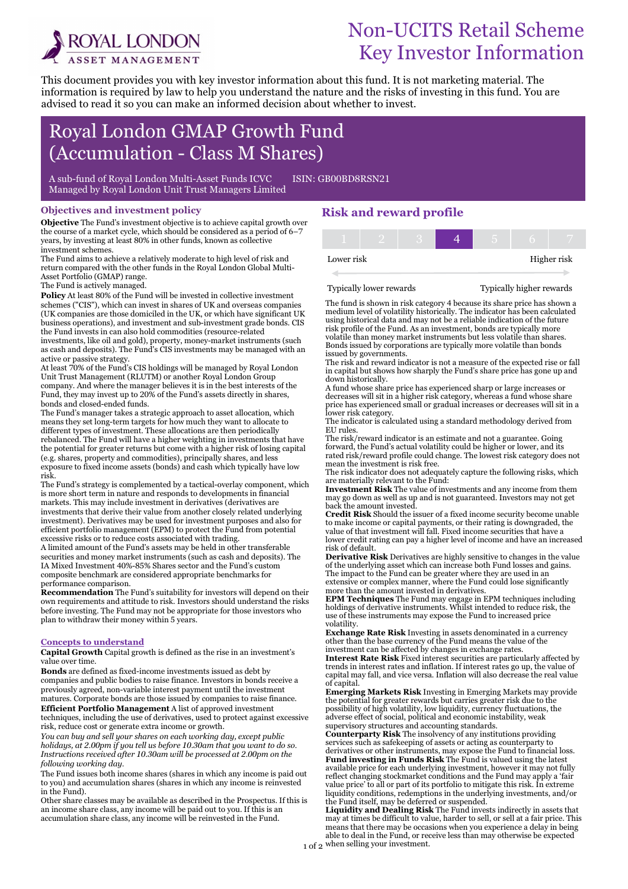ROYAL LONDON ASSET MANAGEMENT

# Non-UCITS Retail Scheme Key Investor Information

This document provides you with key investor information about this fund. It is not marketing material. The information is required by law to help you understand the nature and the risks of investing in this fund. You are advised to read it so you can make an informed decision about whether to invest.

# Royal London GMAP Growth Fund (Accumulation - Class M Shares)

A sub-fund of Royal London Multi-Asset Funds ICVC ISIN: GB00BD8RSN21
Managed by Royal London Unit Trust Managers Limited

## Objectives and investment policy

**Objective** The Fund's investment objective is to achieve capital growth over the course of a market cycle, which should be considered as a period of 6–7 years, by investing at least 80% in other funds, known as collective investment schemes.

The Fund aims to achieve a relatively moderate to high level of risk and return compared with the other funds in the Royal London Global Multi-Asset Portfolio (GMAP) range.

The Fund is actively managed.

**Policy** At least 80% of the Fund will be invested in collective investment schemes ("CIS"), which can invest in shares of UK and overseas companies (UK companies are those domiciled in the UK, or which have significant UK business operations), and investment and sub-investment grade bonds. CIS the Fund invests in can also hold commodities (resource-related investments, like oil and gold), property, money-market instruments (such as cash and deposits). The Fund's CIS investments may be managed with an active or passive strategy.

At least 70% of the Fund's CIS holdings will be managed by Royal London Unit Trust Management (RLUTM) or another Royal London Group company. And where the manager believes it is in the best interests of the Fund, they may invest up to 20% of the Fund's assets directly in shares, bonds and closed-ended funds.

The Fund's manager takes a strategic approach to asset allocation, which means they set long-term targets for how much they want to allocate to different types of investment. These allocations are then periodically rebalanced. The Fund will have a higher weighting in investments that have the potential for greater returns but come with a higher risk of losing capital (e.g. shares, property and commodities), principally shares, and less exposure to fixed income assets (bonds) and cash which typically have low risk.

The Fund's strategy is complemented by a tactical-overlay component, which is more short term in nature and responds to developments in financial markets. This may include investment in derivatives (derivatives are investments that derive their value from another closely related underlying investment). Derivatives may be used for investment purposes and also for efficient portfolio management (EPM) to protect the Fund from potential excessive risks or to reduce costs associated with trading.

A limited amount of the Fund's assets may be held in other transferable securities and money market instruments (such as cash and deposits). The IA Mixed Investment 40%-85% Shares sector and the Fund's custom composite benchmark are considered appropriate benchmarks for performance comparison.

**Recommendation** The Fund's suitability for investors will depend on their own requirements and attitude to risk. Investors should understand the risks before investing. The Fund may not be appropriate for those investors who plan to withdraw their money within 5 years.

### Concepts to understand

**Capital Growth** Capital growth is defined as the rise in an investment's value over time.

**Bonds** are defined as fixed-income investments issued as debt by companies and public bodies to raise finance. Investors in bonds receive a previously agreed, non-variable interest payment until the investment matures. Corporate bonds are those issued by companies to raise finance.

**Efficient Portfolio Management** A list of approved investment techniques, including the use of derivatives, used to protect against excessive risk, reduce cost or generate extra income or growth.

*You can buy and sell your shares on each working day, except public holidays, at 2.00pm if you tell us before 10.30am that you want to do so. Instructions received after 10.30am will be processed at 2.00pm on the following working day.*

The Fund issues both income shares (shares in which any income is paid out to you) and accumulation shares (shares in which any income is reinvested in the Fund).

Other share classes may be available as described in the Prospectus. If this is an income share class, any income will be paid out to you. If this is an accumulation share class, any income will be reinvested in the Fund.

## Risk and reward profile

| 1 | 2 | 3 | **4** | 5 | 6 | 7 |
|---|---|---|---|---|---|---|

Lower risk — Higher risk

Typically lower rewards — Typically higher rewards

The fund is shown in risk category 4 because its share price has shown a medium level of volatility historically. The indicator has been calculated using historical data and may not be a reliable indication of the future risk profile of the Fund. As an investment, bonds are typically more volatile than money market instruments but less volatile than shares. Bonds issued by corporations are typically more volatile than bonds issued by governments.

The risk and reward indicator is not a measure of the expected rise or fall in capital but shows how sharply the Fund's share price has gone up and down historically.

A fund whose share price has experienced sharp or large increases or decreases will sit in a higher risk category, whereas a fund whose share price has experienced small or gradual increases or decreases will sit in a lower risk category.

The indicator is calculated using a standard methodology derived from EU rules.

The risk/reward indicator is an estimate and not a guarantee. Going forward, the Fund's actual volatility could be higher or lower, and its rated risk/reward profile could change. The lowest risk category does not mean the investment is risk free.

The risk indicator does not adequately capture the following risks, which are materially relevant to the Fund:

**Investment Risk** The value of investments and any income from them may go down as well as up and is not guaranteed. Investors may not get back the amount invested.

**Credit Risk** Should the issuer of a fixed income security become unable to make income or capital payments, or their rating is downgraded, the value of that investment will fall. Fixed income securities that have a lower credit rating can pay a higher level of income and have an increased risk of default.

**Derivative Risk** Derivatives are highly sensitive to changes in the value of the underlying asset which can increase both Fund losses and gains. The impact to the Fund can be greater where they are used in an extensive or complex manner, where the Fund could lose significantly more than the amount invested in derivatives.

**EPM Techniques** The Fund may engage in EPM techniques including holdings of derivative instruments. Whilst intended to reduce risk, the use of these instruments may expose the Fund to increased price volatility.

**Exchange Rate Risk** Investing in assets denominated in a currency other than the base currency of the Fund means the value of the investment can be affected by changes in exchange rates.

**Interest Rate Risk** Fixed interest securities are particularly affected by trends in interest rates and inflation. If interest rates go up, the value of capital may fall, and vice versa. Inflation will also decrease the real value of capital.

**Emerging Markets Risk** Investing in Emerging Markets may provide the potential for greater rewards but carries greater risk due to the possibility of high volatility, low liquidity, currency fluctuations, the adverse effect of social, political and economic instability, weak supervisory structures and accounting standards.

**Counterparty Risk** The insolvency of any institutions providing services such as safekeeping of assets or acting as counterparty to derivatives or other instruments, may expose the Fund to financial loss.

**Fund investing in Funds Risk** The Fund is valued using the latest available price for each underlying investment, however it may not fully reflect changing stockmarket conditions and the Fund may apply a 'fair value price' to all or part of its portfolio to mitigate this risk. In extreme liquidity conditions, redemptions in the underlying investments, and/or the Fund itself, may be deferred or suspended.

**Liquidity and Dealing Risk** The Fund invests indirectly in assets that may at times be difficult to value, harder to sell, or sell at a fair price. This means that there may be occasions when you experience a delay in being able to deal in the Fund, or receive less than may otherwise be expected when selling your investment.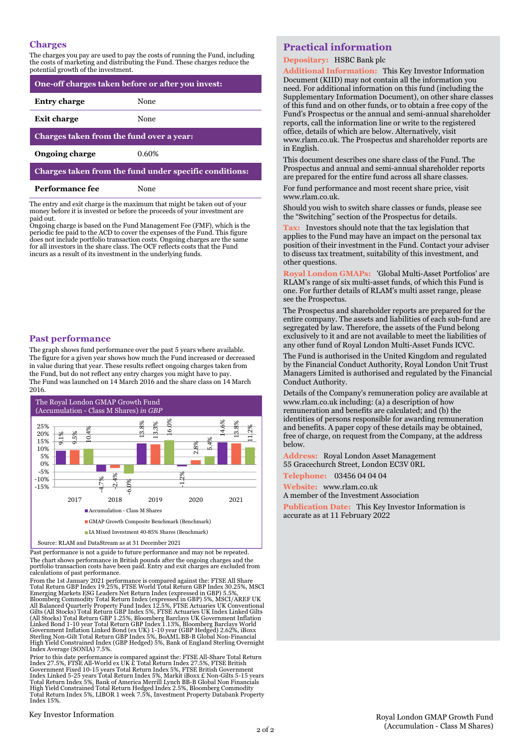## Charges

The charges you pay are used to pay the costs of running the Fund, including the costs of marketing and distributing the Fund. These charges reduce the potential growth of the investment.

| One-off charges taken before or after you invest: | |
|---|---|
| **Entry charge** | None |
| **Exit charge** | None |
| **Charges taken from the fund over a year:** | |
| **Ongoing charge** | 0.60% |
| **Charges taken from the fund under specific conditions:** | |
| **Performance fee** | None |

The entry and exit charge is the maximum that might be taken out of your money before it is invested or before the proceeds of your investment are paid out.
Ongoing charge is based on the Fund Management Fee (FMF), which is the periodic fee paid to the ACD to cover the expenses of the Fund. This figure does not include portfolio transaction costs. Ongoing charges are the same for all investors in the share class. The OCF reflects costs that the Fund incurs as a result of its investment in the underlying funds.

## Past performance

The graph shows fund performance over the past 5 years where available. The figure for a given year shows how much the Fund increased or decreased in value during that year. These results reflect ongoing charges taken from the Fund, but do not reflect any entry charges you might have to pay.
The Fund was launched on 14 March 2016 and the share class on 14 March 2016.

The Royal London GMAP Growth Fund (Accumulation - Class M Shares) *in GBP*

25%
20%
15%
10%
5%
0%
-5%
-10%
-15%

2017: 9.1% 9.5% 10.4%
2018: -4.7% -2.4% -6.0%
2019: 13.8% 13.3% 16.0%
2020: -1.2% 2.8% 5.4%
2021: 14.6% 13.8% 11.2%

Accumulation - Class M Shares
GMAP Growth Composite Benchmark (Benchmark)
IA Mixed Investment 40-85% Shares (Benchmark)

Source: RLAM and DataStream as at 31 December 2021

Past performance is not a guide to future performance and may not be repeated.
The chart shows performance in British pounds after the ongoing charges and the portfolio transaction costs have been paid. Entry and exit charges are excluded from calculations of past performance.

From the 1st January 2021 performance is compared against the: FTSE All Share Total Return GBP Index 19.25%, FTSE World Total Return GBP Index 30.25%, MSCI Emerging Markets ESG Leaders Net Return Index (expressed in GBP) 5.5%, Bloomberg Commodity Total Return Index (expressed in GBP) 5%, MSCI/AREF UK All Balanced Quarterly Property Fund Index 12.5%, FTSE Actuaries UK Conventional Gilts (All Stocks) Total Return GBP Index 5%, FTSE Actuaries UK Index Linked Gilts (All Stocks) Total Return GBP 1.25%, Bloomberg Barclays UK Government Inflation Linked Bond 1-10 year Total Return GBP Index 1.13%, Bloomberg Barclays World Government Inflation Linked Bond (ex UK) 1-10 year (GBP Hedged) 2.62%, iBoxx Sterling Non-Gilt Total Return GBP Index 5%, BoAML BB-B Global Non-Financial High Yield Constrained Index (GBP Hedged) 5%, Bank of England Sterling Overnight Index Average (SONIA) 7.5%.

Prior to this date performance is compared against the: FTSE All-Share Total Return Index 27.5%, FTSE All-World ex UK £ Total Return Index 27.5%, FTSE British Government Fixed 10-15 years Total Return Index 5%, FTSE British Government Index Linked 5-25 years Total Return Index 5%, Markit iBoxx £ Non-Gilts 5-15 years Total Return Index 5%, Bank of America Merrill Lynch BB-B Global Non Financials High Yield Constrained Total Return Hedged Index 2.5%, Bloomberg Commodity Total Return Index 5%, LIBOR 1 week 7.5%, Investment Property Databank Property Index 15%.

## Practical information

**Depositary:** HSBC Bank plc

**Additional Information:** This Key Investor Information Document (KIID) may not contain all the information you need. For additional information on this fund (including the Supplementary Information Document), on other share classes of this fund and on other funds, or to obtain a free copy of the Fund's Prospectus or the annual and semi-annual shareholder reports, call the information line or write to the registered office, details of which are below. Alternatively, visit www.rlam.co.uk. The Prospectus and shareholder reports are in English.

This document describes one share class of the Fund. The Prospectus and annual and semi-annual shareholder reports are prepared for the entire fund across all share classes.

For fund performance and most recent share price, visit www.rlam.co.uk.

Should you wish to switch share classes or funds, please see the "Switching" section of the Prospectus for details.

**Tax:** Investors should note that the tax legislation that applies to the Fund may have an impact on the personal tax position of their investment in the Fund. Contact your adviser to discuss tax treatment, suitability of this investment, and other questions.

**Royal London GMAPs:** 'Global Multi-Asset Portfolios' are RLAM's range of six multi-asset funds, of which this Fund is one. For further details of RLAM's multi asset range, please see the Prospectus.

The Prospectus and shareholder reports are prepared for the entire company. The assets and liabilities of each sub-fund are segregated by law. Therefore, the assets of the Fund belong exclusively to it and are not available to meet the liabilities of any other fund of Royal London Multi-Asset Funds ICVC.

The Fund is authorised in the United Kingdom and regulated by the Financial Conduct Authority, Royal London Unit Trust Managers Limited is authorised and regulated by the Financial Conduct Authority.

Details of the Company's remuneration policy are available at www.rlam.co.uk including: (a) a description of how remuneration and benefits are calculated; and (b) the identities of persons responsible for awarding remuneration and benefits. A paper copy of these details may be obtained, free of charge, on request from the Company, at the address below.

**Address:** Royal London Asset Management
55 Gracechurch Street, London EC3V 0RL

**Telephone:** 03456 04 04 04

**Website:** www.rlam.co.uk
A member of the Investment Association

**Publication Date:** This Key Investor Information is accurate as at 11 February 2022